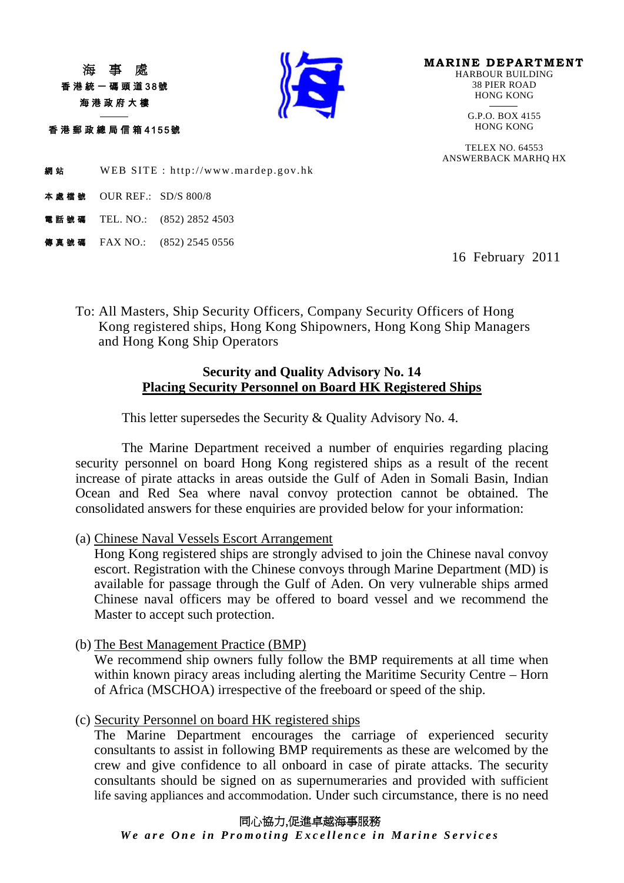海 事 處
香港統一碼頭道38號
海港政府大樓

香港郵政總局信箱4155號

**MARINE DEPARTMENT**
HARBOUR BUILDING
38 PIER ROAD
HONG KONG

G.P.O. BOX 4155
HONG KONG

TELEX NO. 64553
ANSWERBACK MARHQ HX

網站 WEB SITE : http://www.mardep.gov.hk

本處檔號 OUR REF.: SD/S 800/8

電話號碼 TEL. NO.: (852) 2852 4503

傳真號碼 FAX NO.: (852) 2545 0556

16 February 2011

To: All Masters, Ship Security Officers, Company Security Officers of Hong Kong registered ships, Hong Kong Shipowners, Hong Kong Ship Managers and Hong Kong Ship Operators

**Security and Quality Advisory No. 14**
**Placing Security Personnel on Board HK Registered Ships**

This letter supersedes the Security & Quality Advisory No. 4.

The Marine Department received a number of enquiries regarding placing security personnel on board Hong Kong registered ships as a result of the recent increase of pirate attacks in areas outside the Gulf of Aden in Somali Basin, Indian Ocean and Red Sea where naval convoy protection cannot be obtained. The consolidated answers for these enquiries are provided below for your information:

(a) Chinese Naval Vessels Escort Arrangement
Hong Kong registered ships are strongly advised to join the Chinese naval convoy escort. Registration with the Chinese convoys through Marine Department (MD) is available for passage through the Gulf of Aden. On very vulnerable ships armed Chinese naval officers may be offered to board vessel and we recommend the Master to accept such protection.

(b) The Best Management Practice (BMP)
We recommend ship owners fully follow the BMP requirements at all time when within known piracy areas including alerting the Maritime Security Centre – Horn of Africa (MSCHOA) irrespective of the freeboard or speed of the ship.

(c) Security Personnel on board HK registered ships
The Marine Department encourages the carriage of experienced security consultants to assist in following BMP requirements as these are welcomed by the crew and give confidence to all onboard in case of pirate attacks. The security consultants should be signed on as supernumeraries and provided with sufficient life saving appliances and accommodation. Under such circumstance, there is no need

同心協力,促進卓越海事服務
*We are One in Promoting Excellence in Marine Services*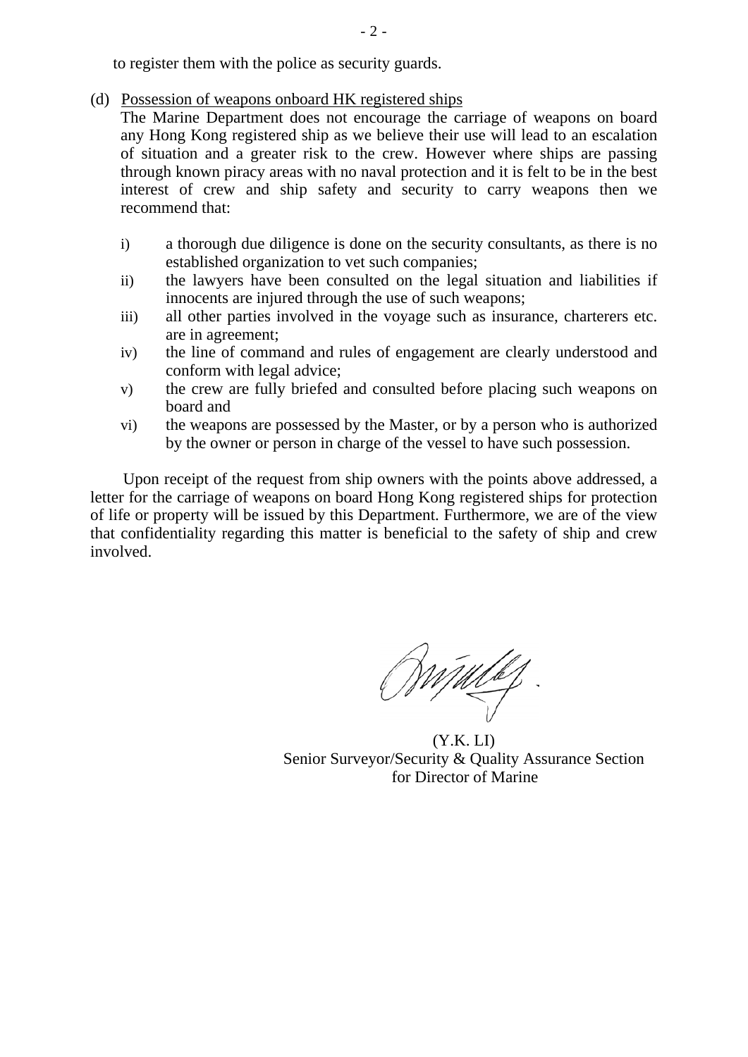to register them with the police as security guards.

(d) <u>Possession of weapons onboard HK registered ships</u>

The Marine Department does not encourage the carriage of weapons on board any Hong Kong registered ship as we believe their use will lead to an escalation of situation and a greater risk to the crew. However where ships are passing through known piracy areas with no naval protection and it is felt to be in the best interest of crew and ship safety and security to carry weapons then we recommend that:

- i) a thorough due diligence is done on the security consultants, as there is no established organization to vet such companies;
- ii) the lawyers have been consulted on the legal situation and liabilities if innocents are injured through the use of such weapons;
- iii) all other parties involved in the voyage such as insurance, charterers etc. are in agreement;
- iv) the line of command and rules of engagement are clearly understood and conform with legal advice;
- v) the crew are fully briefed and consulted before placing such weapons on board and
- vi) the weapons are possessed by the Master, or by a person who is authorized by the owner or person in charge of the vessel to have such possession.

Upon receipt of the request from ship owners with the points above addressed, a letter for the carriage of weapons on board Hong Kong registered ships for protection of life or property will be issued by this Department. Furthermore, we are of the view that confidentiality regarding this matter is beneficial to the safety of ship and crew involved.

(Y.K. LI)
Senior Surveyor/Security & Quality Assurance Section
for Director of Marine